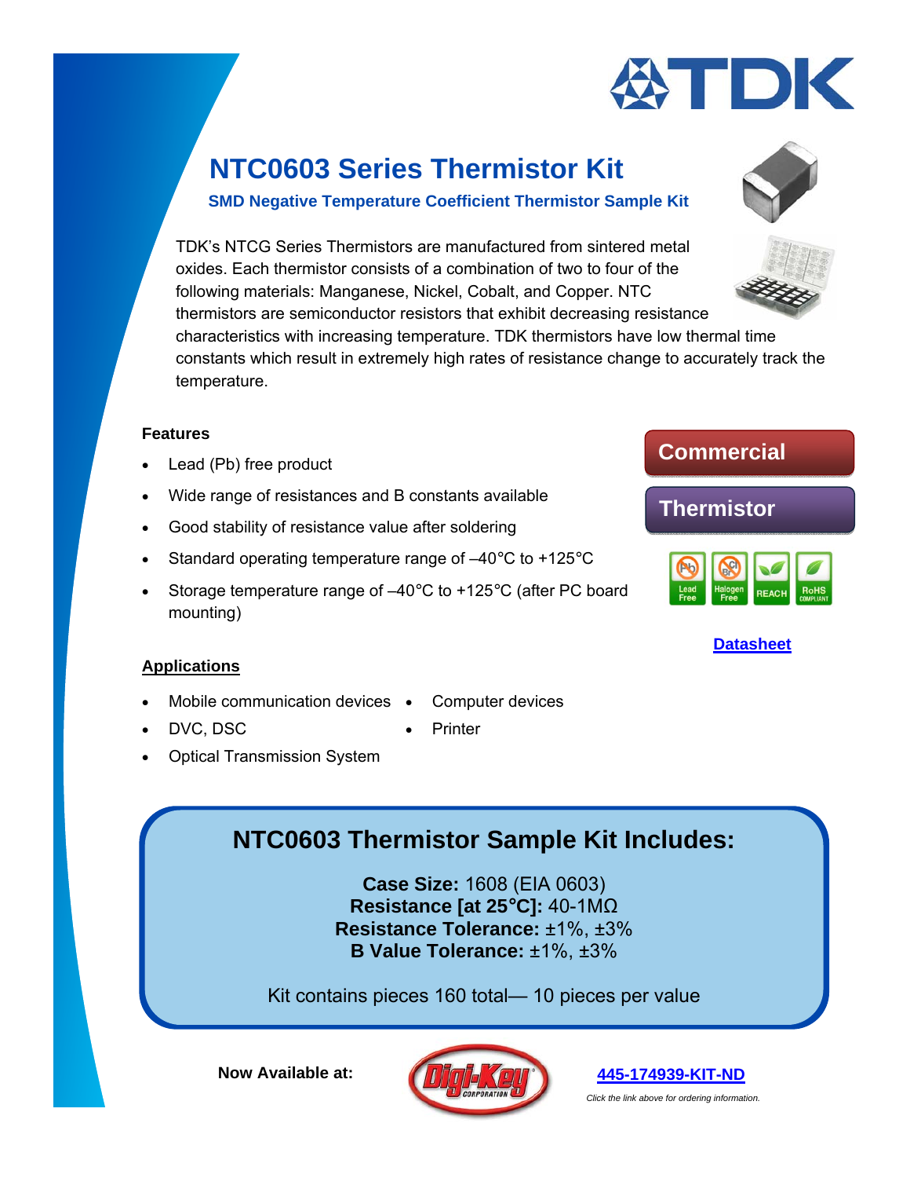TDK

# NTC0603 Series Thermistor Kit

### SMD Negative Temperature Coefficient Thermistor Sample Kit

TDK's NTCG Series Thermistors are manufactured from sintered metal oxides. Each thermistor consists of a combination of two to four of the following materials: Manganese, Nickel, Cobalt, and Copper. NTC thermistors are semiconductor resistors that exhibit decreasing resistance characteristics with increasing temperature. TDK thermistors have low thermal time constants which result in extremely high rates of resistance change to accurately track the temperature.

**Features**

- Lead (Pb) free product
- Wide range of resistances and B constants available
- Good stability of resistance value after soldering
- Standard operating temperature range of –40°C to +125°C
- Storage temperature range of –40°C to +125°C (after PC board mounting)

**Commercial**

**Thermistor**

Lead Free | Halogen Free | REACH | RoHS COMPLIANT

[Datasheet]

## Applications

- Mobile communication devices
- DVC, DSC
- Optical Transmission System
- Computer devices
- Printer

## NTC0603 Thermistor Sample Kit Includes:

**Case Size:** 1608 (EIA 0603)
**Resistance [at 25°C]:** 40-1MΩ
**Resistance Tolerance:** ±1%, ±3%
**B Value Tolerance:** ±1%, ±3%

Kit contains pieces 160 total— 10 pieces per value

**Now Available at:** Digi-Key Corporation

[445-174939-KIT-ND]

*Click the link above for ordering information.*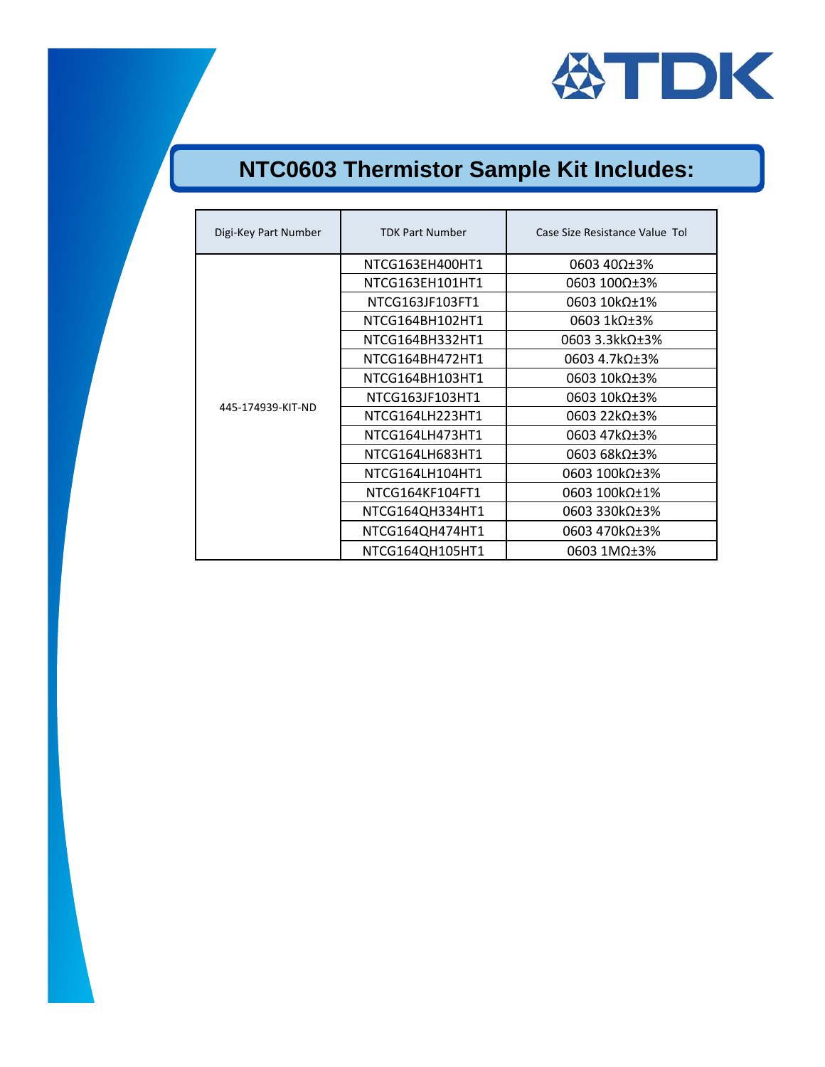# NTC0603 Thermistor Sample Kit Includes:

| Digi-Key Part Number | TDK Part Number | Case Size Resistance Value Tol |
|---|---|---|
| 445-174939-KIT-ND | NTCG163EH400HT1 | 0603 40Ω±3% |
| | NTCG163EH101HT1 | 0603 100Ω±3% |
| | NTCG163JF103FT1 | 0603 10kΩ±1% |
| | NTCG164BH102HT1 | 0603 1kΩ±3% |
| | NTCG164BH332HT1 | 0603 3.3kkΩ±3% |
| | NTCG164BH472HT1 | 0603 4.7kΩ±3% |
| | NTCG164BH103HT1 | 0603 10kΩ±3% |
| | NTCG163JF103HT1 | 0603 10kΩ±3% |
| | NTCG164LH223HT1 | 0603 22kΩ±3% |
| | NTCG164LH473HT1 | 0603 47kΩ±3% |
| | NTCG164LH683HT1 | 0603 68kΩ±3% |
| | NTCG164LH104HT1 | 0603 100kΩ±3% |
| | NTCG164KF104FT1 | 0603 100kΩ±1% |
| | NTCG164QH334HT1 | 0603 330kΩ±3% |
| | NTCG164QH474HT1 | 0603 470kΩ±3% |
| | NTCG164QH105HT1 | 0603 1MΩ±3% |